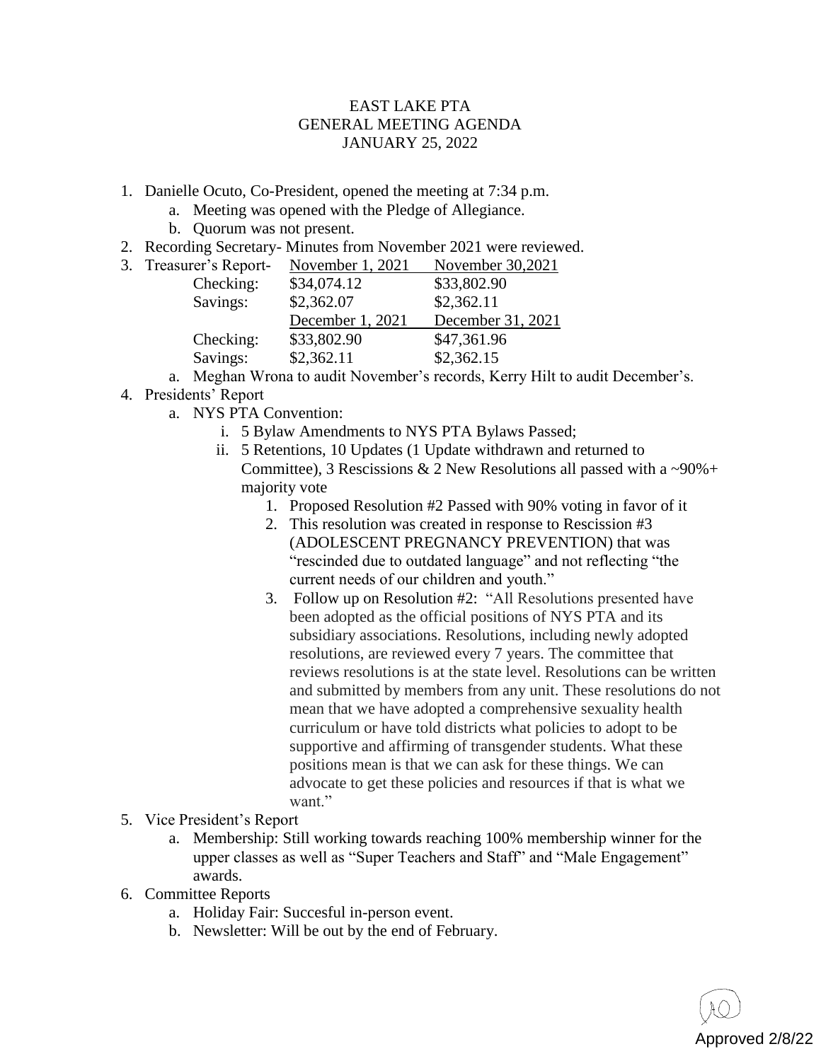EAST LAKE PTA
GENERAL MEETING AGENDA
JANUARY 25, 2022

1. Danielle Ocuto, Co-President, opened the meeting at 7:34 p.m.
    a. Meeting was opened with the Pledge of Allegiance.
    b. Quorum was not present.
2. Recording Secretary- Minutes from November 2021 were reviewed.
3. Treasurer's Report-

| | November 1, 2021 | November 30,2021 |
|---|---|---|
| Checking: | $34,074.12 | $33,802.90 |
| Savings: | $2,362.07 | $2,362.11 |
| | December 1, 2021 | December 31, 2021 |
| Checking: | $33,802.90 | $47,361.96 |
| Savings: | $2,362.11 | $2,362.15 |

    a. Meghan Wrona to audit November's records, Kerry Hilt to audit December's.
4. Presidents' Report
    a. NYS PTA Convention:
        i. 5 Bylaw Amendments to NYS PTA Bylaws Passed;
        ii. 5 Retentions, 10 Updates (1 Update withdrawn and returned to Committee), 3 Rescissions & 2 New Resolutions all passed with a ~90%+ majority vote
            1. Proposed Resolution #2 Passed with 90% voting in favor of it
            2. This resolution was created in response to Rescission #3 (ADOLESCENT PREGNANCY PREVENTION) that was "rescinded due to outdated language" and not reflecting "the current needs of our children and youth."
            3. Follow up on Resolution #2: "All Resolutions presented have been adopted as the official positions of NYS PTA and its subsidiary associations. Resolutions, including newly adopted resolutions, are reviewed every 7 years. The committee that reviews resolutions is at the state level. Resolutions can be written and submitted by members from any unit. These resolutions do not mean that we have adopted a comprehensive sexuality health curriculum or have told districts what policies to adopt to be supportive and affirming of transgender students. What these positions mean is that we can ask for these things. We can advocate to get these policies and resources if that is what we want."
5. Vice President's Report
    a. Membership: Still working towards reaching 100% membership winner for the upper classes as well as "Super Teachers and Staff" and "Male Engagement" awards.
6. Committee Reports
    a. Holiday Fair: Succesful in-person event.
    b. Newsletter: Will be out by the end of February.

Approved 2/8/22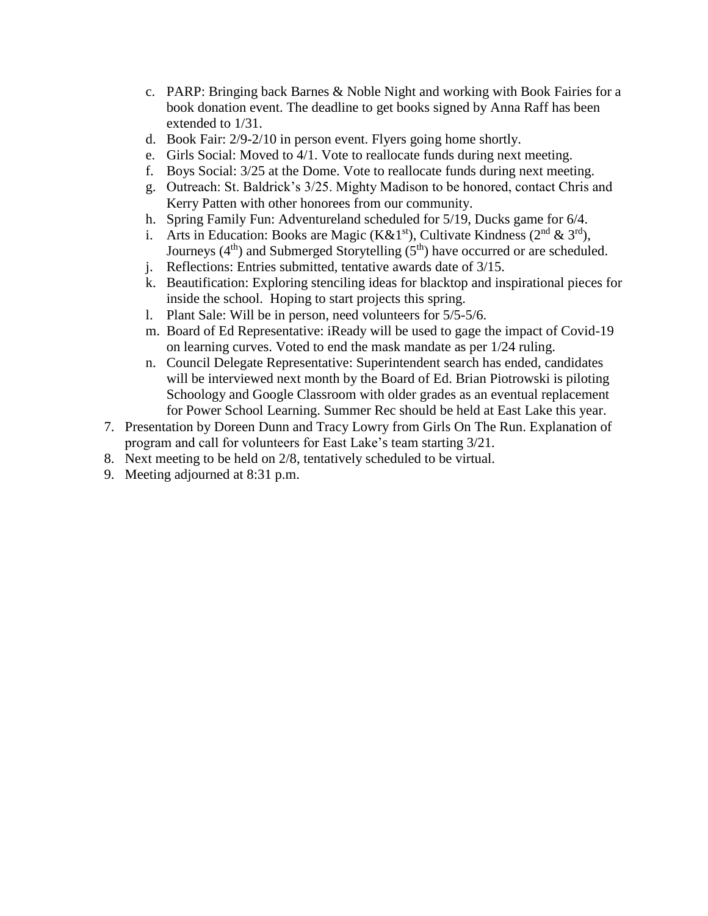c. PARP: Bringing back Barnes & Noble Night and working with Book Fairies for a book donation event. The deadline to get books signed by Anna Raff has been extended to 1/31.
d. Book Fair: 2/9-2/10 in person event. Flyers going home shortly.
e. Girls Social: Moved to 4/1. Vote to reallocate funds during next meeting.
f. Boys Social: 3/25 at the Dome. Vote to reallocate funds during next meeting.
g. Outreach: St. Baldrick's 3/25. Mighty Madison to be honored, contact Chris and Kerry Patten with other honorees from our community.
h. Spring Family Fun: Adventureland scheduled for 5/19, Ducks game for 6/4.
i. Arts in Education: Books are Magic (K&1st), Cultivate Kindness (2nd & 3rd), Journeys (4th) and Submerged Storytelling (5th) have occurred or are scheduled.
j. Reflections: Entries submitted, tentative awards date of 3/15.
k. Beautification: Exploring stenciling ideas for blacktop and inspirational pieces for inside the school. Hoping to start projects this spring.
l. Plant Sale: Will be in person, need volunteers for 5/5-5/6.
m. Board of Ed Representative: iReady will be used to gage the impact of Covid-19 on learning curves. Voted to end the mask mandate as per 1/24 ruling.
n. Council Delegate Representative: Superintendent search has ended, candidates will be interviewed next month by the Board of Ed. Brian Piotrowski is piloting Schoology and Google Classroom with older grades as an eventual replacement for Power School Learning. Summer Rec should be held at East Lake this year.

7. Presentation by Doreen Dunn and Tracy Lowry from Girls On The Run. Explanation of program and call for volunteers for East Lake's team starting 3/21.
8. Next meeting to be held on 2/8, tentatively scheduled to be virtual.
9. Meeting adjourned at 8:31 p.m.